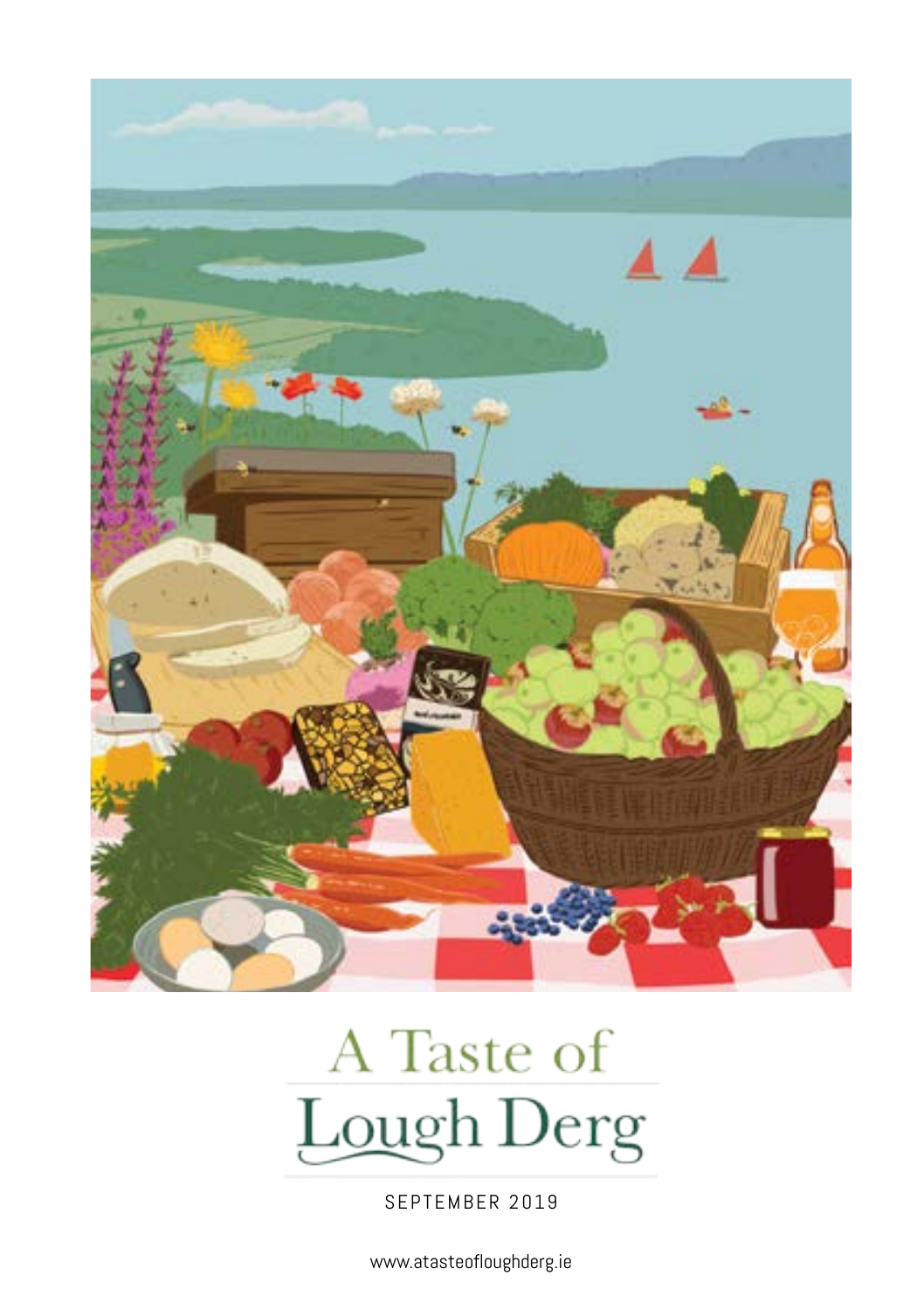# A Taste of Lough Derg

SEPTEMBER 2019

www.atasteofloughderg.ie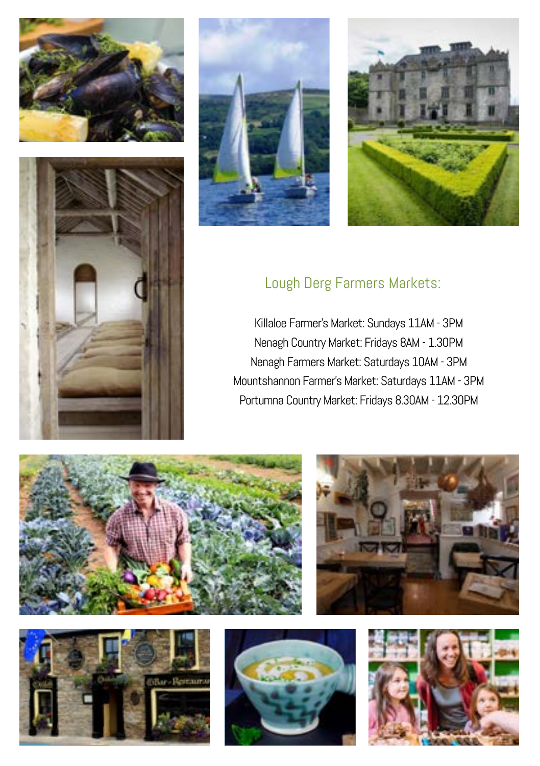## Lough Derg Farmers Markets:

Killaloe Farmer's Market: Sundays 11AM - 3PM
Nenagh Country Market: Fridays 8AM - 1.30PM
Nenagh Farmers Market: Saturdays 10AM - 3PM
Mountshannon Farmer's Market: Saturdays 11AM - 3PM
Portumna Country Market: Fridays 8.30AM - 12.30PM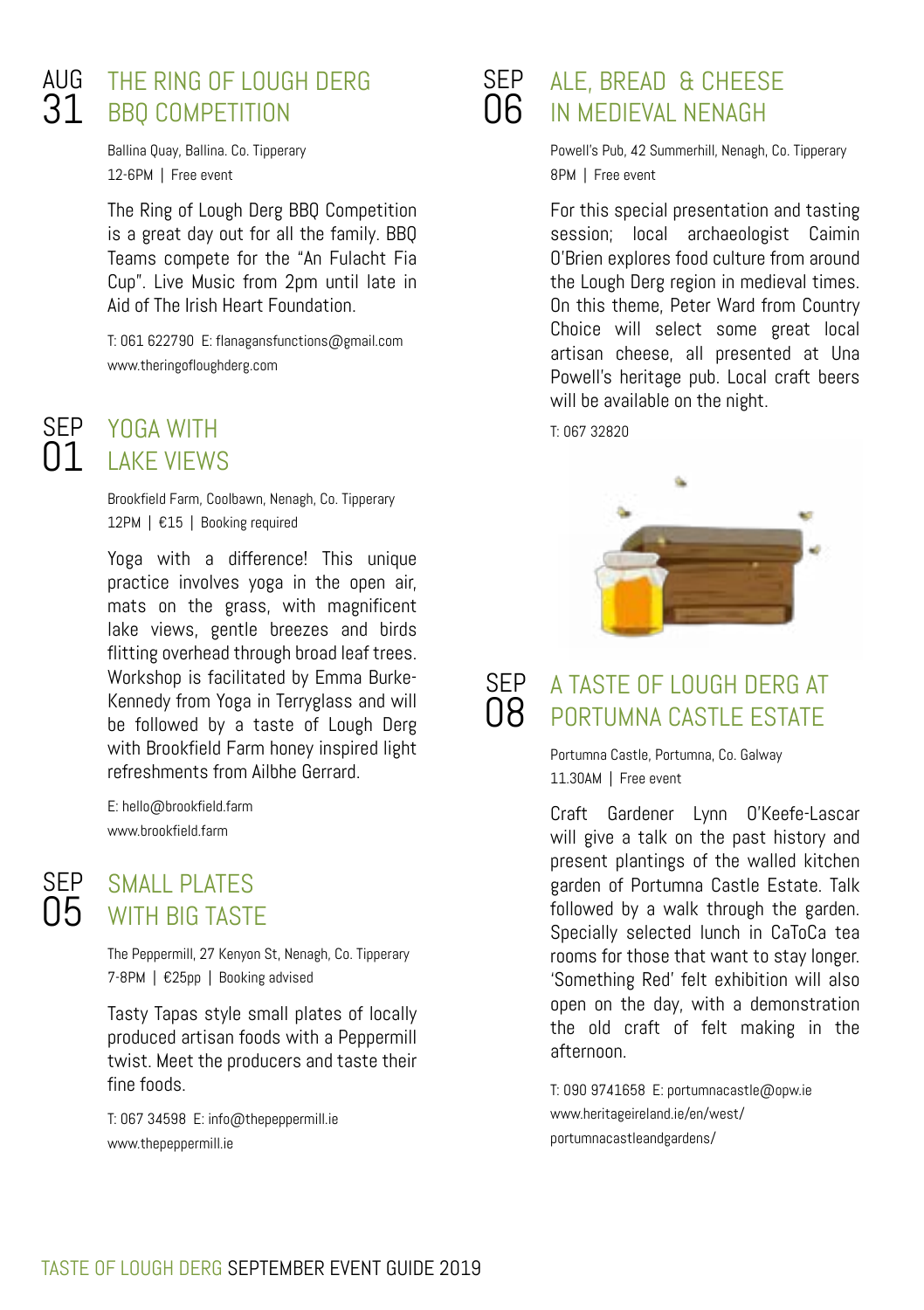## AUG 31 THE RING OF LOUGH DERG BBQ COMPETITION

Ballina Quay, Ballina. Co. Tipperary
12-6PM | Free event

The Ring of Lough Derg BBQ Competition is a great day out for all the family. BBQ Teams compete for the "An Fulacht Fia Cup". Live Music from 2pm until late in Aid of The Irish Heart Foundation.

T: 061 622790 E: flanagansfunctions@gmail.com
www.theringofloughderg.com

## SEP 01 YOGA WITH LAKE VIEWS

Brookfield Farm, Coolbawn, Nenagh, Co. Tipperary
12PM | €15 | Booking required

Yoga with a difference! This unique practice involves yoga in the open air, mats on the grass, with magnificent lake views, gentle breezes and birds flitting overhead through broad leaf trees. Workshop is facilitated by Emma Burke-Kennedy from Yoga in Terryglass and will be followed by a taste of Lough Derg with Brookfield Farm honey inspired light refreshments from Ailbhe Gerrard.

E: hello@brookfield.farm
www.brookfield.farm

## SEP 05 SMALL PLATES WITH BIG TASTE

The Peppermill, 27 Kenyon St, Nenagh, Co. Tipperary
7-8PM | €25pp | Booking advised

Tasty Tapas style small plates of locally produced artisan foods with a Peppermill twist. Meet the producers and taste their fine foods.

T: 067 34598 E: info@thepeppermill.ie
www.thepeppermill.ie

## SEP 06 ALE, BREAD & CHEESE IN MEDIEVAL NENAGH

Powell's Pub, 42 Summerhill, Nenagh, Co. Tipperary
8PM | Free event

For this special presentation and tasting session; local archaeologist Caimin O'Brien explores food culture from around the Lough Derg region in medieval times. On this theme, Peter Ward from Country Choice will select some great local artisan cheese, all presented at Una Powell's heritage pub. Local craft beers will be available on the night.

T: 067 32820

## SEP 08 A TASTE OF LOUGH DERG AT PORTUMNA CASTLE ESTATE

Portumna Castle, Portumna, Co. Galway
11.30AM | Free event

Craft Gardener Lynn O'Keefe-Lascar will give a talk on the past history and present plantings of the walled kitchen garden of Portumna Castle Estate. Talk followed by a walk through the garden. Specially selected lunch in CaToCa tea rooms for those that want to stay longer. 'Something Red' felt exhibition will also open on the day, with a demonstration the old craft of felt making in the afternoon.

T: 090 9741658 E: portumnacastle@opw.ie
www.heritageireland.ie/en/west/portumnacastleandgardens/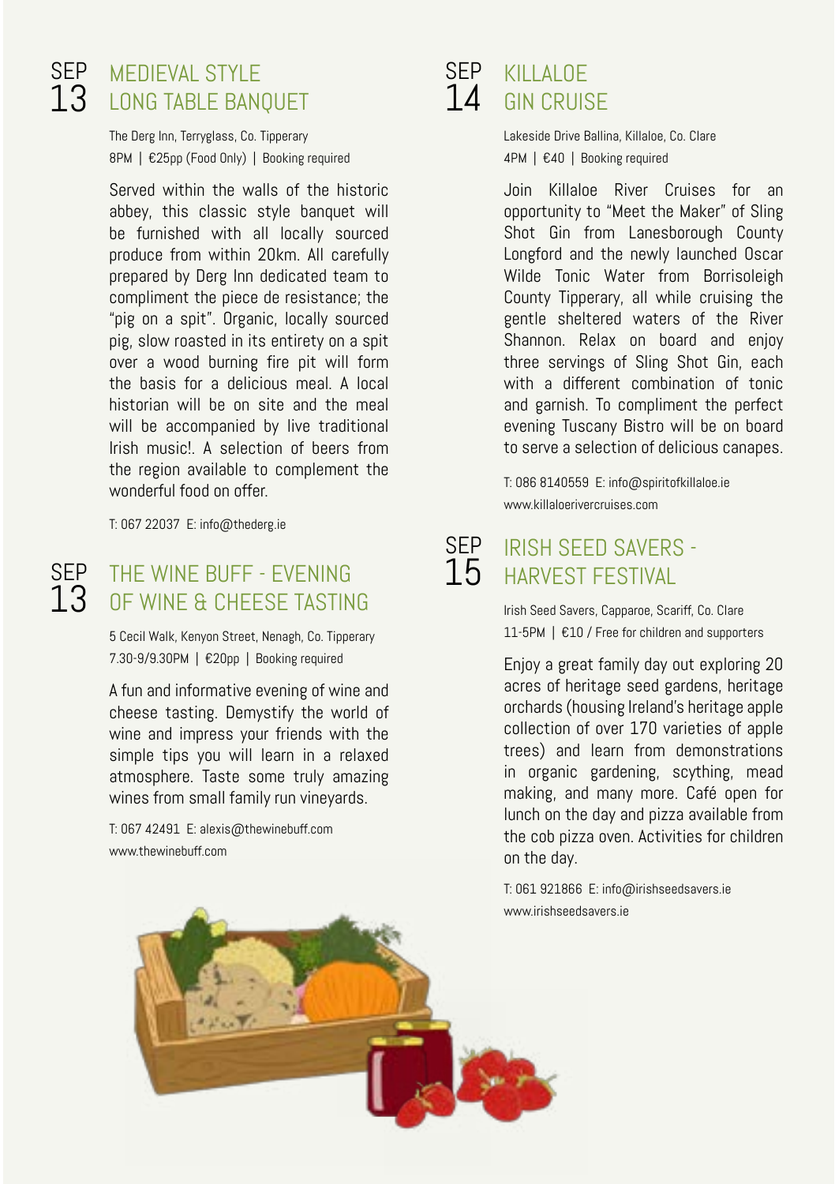## SEP 13 MEDIEVAL STYLE LONG TABLE BANQUET

The Derg Inn, Terryglass, Co. Tipperary
8PM | €25pp (Food Only) | Booking required

Served within the walls of the historic abbey, this classic style banquet will be furnished with all locally sourced produce from within 20km. All carefully prepared by Derg Inn dedicated team to compliment the piece de resistance; the "pig on a spit". Organic, locally sourced pig, slow roasted in its entirety on a spit over a wood burning fire pit will form the basis for a delicious meal. A local historian will be on site and the meal will be accompanied by live traditional Irish music!. A selection of beers from the region available to complement the wonderful food on offer.

T: 067 22037 E: info@thederg.ie

## SEP 13 THE WINE BUFF - EVENING OF WINE & CHEESE TASTING

5 Cecil Walk, Kenyon Street, Nenagh, Co. Tipperary
7.30-9/9.30PM | €20pp | Booking required

A fun and informative evening of wine and cheese tasting. Demystify the world of wine and impress your friends with the simple tips you will learn in a relaxed atmosphere. Taste some truly amazing wines from small family run vineyards.

T: 067 42491 E: alexis@thewinebuff.com
www.thewinebuff.com

## SEP 14 KILLALOE GIN CRUISE

Lakeside Drive Ballina, Killaloe, Co. Clare
4PM | €40 | Booking required

Join Killaloe River Cruises for an opportunity to "Meet the Maker" of Sling Shot Gin from Lanesborough County Longford and the newly launched Oscar Wilde Tonic Water from Borrisoleigh County Tipperary, all while cruising the gentle sheltered waters of the River Shannon. Relax on board and enjoy three servings of Sling Shot Gin, each with a different combination of tonic and garnish. To compliment the perfect evening Tuscany Bistro will be on board to serve a selection of delicious canapes.

T: 086 8140559 E: info@spiritofkillaloe.ie
www.killaloerivercruises.com

## SEP 15 IRISH SEED SAVERS - HARVEST FESTIVAL

Irish Seed Savers, Capparoe, Scariff, Co. Clare
11-5PM | €10 / Free for children and supporters

Enjoy a great family day out exploring 20 acres of heritage seed gardens, heritage orchards (housing Ireland's heritage apple collection of over 170 varieties of apple trees) and learn from demonstrations in organic gardening, scything, mead making, and many more. Café open for lunch on the day and pizza available from the cob pizza oven. Activities for children on the day.

T: 061 921866 E: info@irishseedsavers.ie
www.irishseedsavers.ie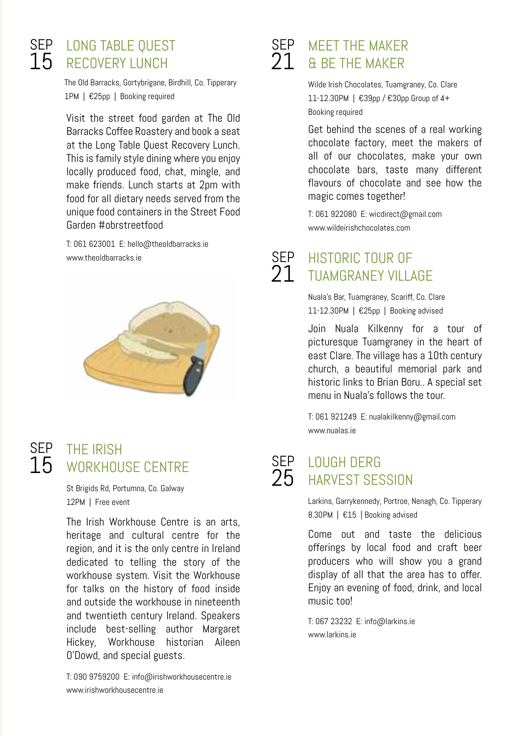## SEP 15 LONG TABLE QUEST RECOVERY LUNCH

The Old Barracks, Gortybrigane, Birdhill, Co. Tipperary
1PM | €25pp | Booking required

Visit the street food garden at The Old Barracks Coffee Roastery and book a seat at the Long Table Quest Recovery Lunch. This is family style dining where you enjoy locally produced food, chat, mingle, and make friends. Lunch starts at 2pm with food for all dietary needs served from the unique food containers in the Street Food Garden #obrstreetfood

T: 061 623001 E: hello@theoldbarracks.ie
www.theoldbarracks.ie

## SEP 15 THE IRISH WORKHOUSE CENTRE

St Brigids Rd, Portumna, Co. Galway
12PM | Free event

The Irish Workhouse Centre is an arts, heritage and cultural centre for the region, and it is the only centre in Ireland dedicated to telling the story of the workhouse system. Visit the Workhouse for talks on the history of food inside and outside the workhouse in nineteenth and twentieth century Ireland. Speakers include best-selling author Margaret Hickey, Workhouse historian Aileen O'Dowd, and special guests.

T: 090 9759200 E: info@irishworkhousecentre.ie
www.irishworkhousecentre.ie

## SEP 21 MEET THE MAKER & BE THE MAKER

Wilde Irish Chocolates, Tuamgraney, Co. Clare
11-12.30PM | €39pp / €30pp Group of 4+
Booking required

Get behind the scenes of a real working chocolate factory, meet the makers of all of our chocolates, make your own chocolate bars, taste many different flavours of chocolate and see how the magic comes together!

T: 061 922080 E: wicdirect@gmail.com
www.wildeirishchocolates.com

## SEP 21 HISTORIC TOUR OF TUAMGRANEY VILLAGE

Nuala's Bar, Tuamgraney, Scariff, Co. Clare
11-12.30PM | €25pp | Booking advised

Join Nuala Kilkenny for a tour of picturesque Tuamgraney in the heart of east Clare. The village has a 10th century church, a beautiful memorial park and historic links to Brian Boru.. A special set menu in Nuala's follows the tour.

T: 061 921249 E: nualakilkenny@gmail.com
www.nualas.ie

## SEP 25 LOUGH DERG HARVEST SESSION

Larkins, Garrykennedy, Portroe, Nenagh, Co. Tipperary
8.30PM | €15 | Booking advised

Come out and taste the delicious offerings by local food and craft beer producers who will show you a grand display of all that the area has to offer. Enjoy an evening of food, drink, and local music too!

T: 067 23232 E: info@larkins.ie
www.larkins.ie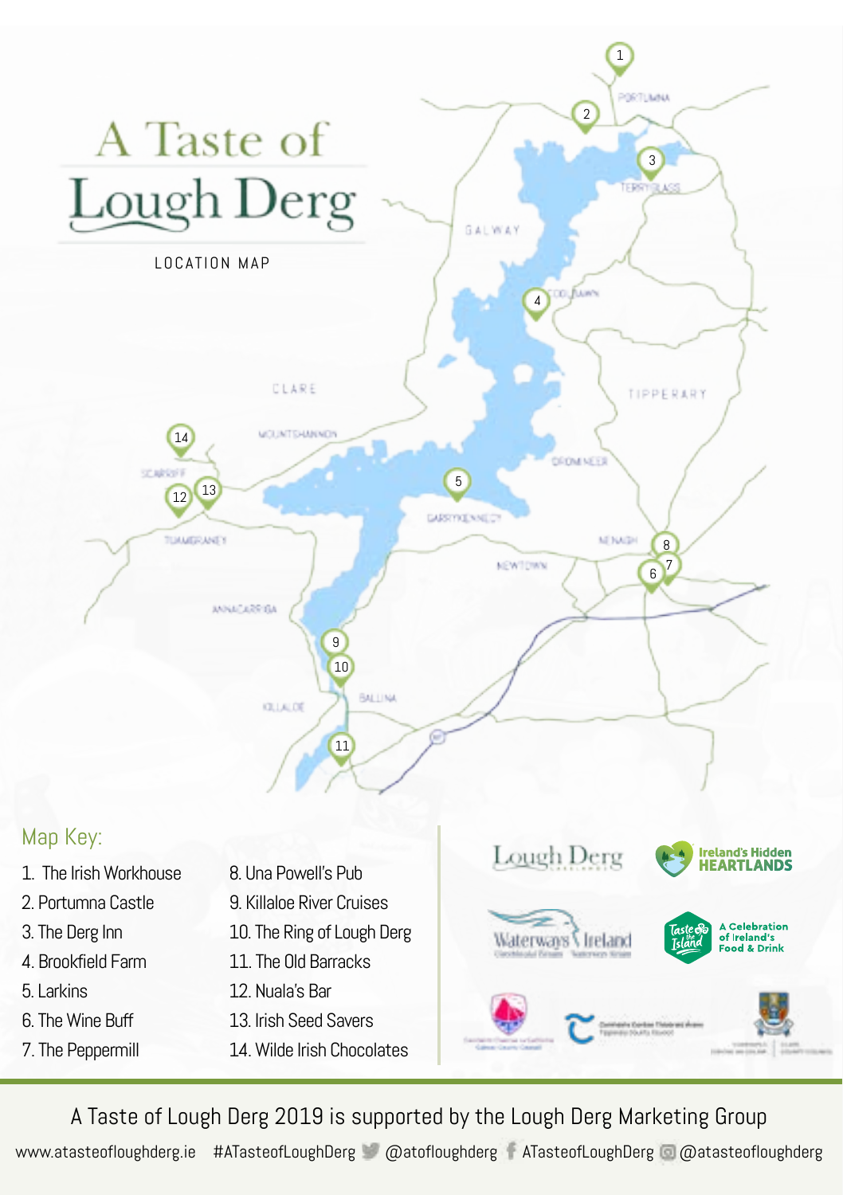# A Taste of Lough Derg

LOCATION MAP

## Map Key:

1. The Irish Workhouse
2. Portumna Castle
3. The Derg Inn
4. Brookfield Farm
5. Larkins
6. The Wine Buff
7. The Peppermill
8. Una Powell's Pub
9. Killaloe River Cruises
10. The Ring of Lough Derg
11. The Old Barracks
12. Nuala's Bar
13. Irish Seed Savers
14. Wilde Irish Chocolates

A Taste of Lough Derg 2019 is supported by the Lough Derg Marketing Group

www.atasteofloughderg.ie #ATasteofLoughDerg @atofloughderg ATasteofLoughDerg @atasteofloughderg